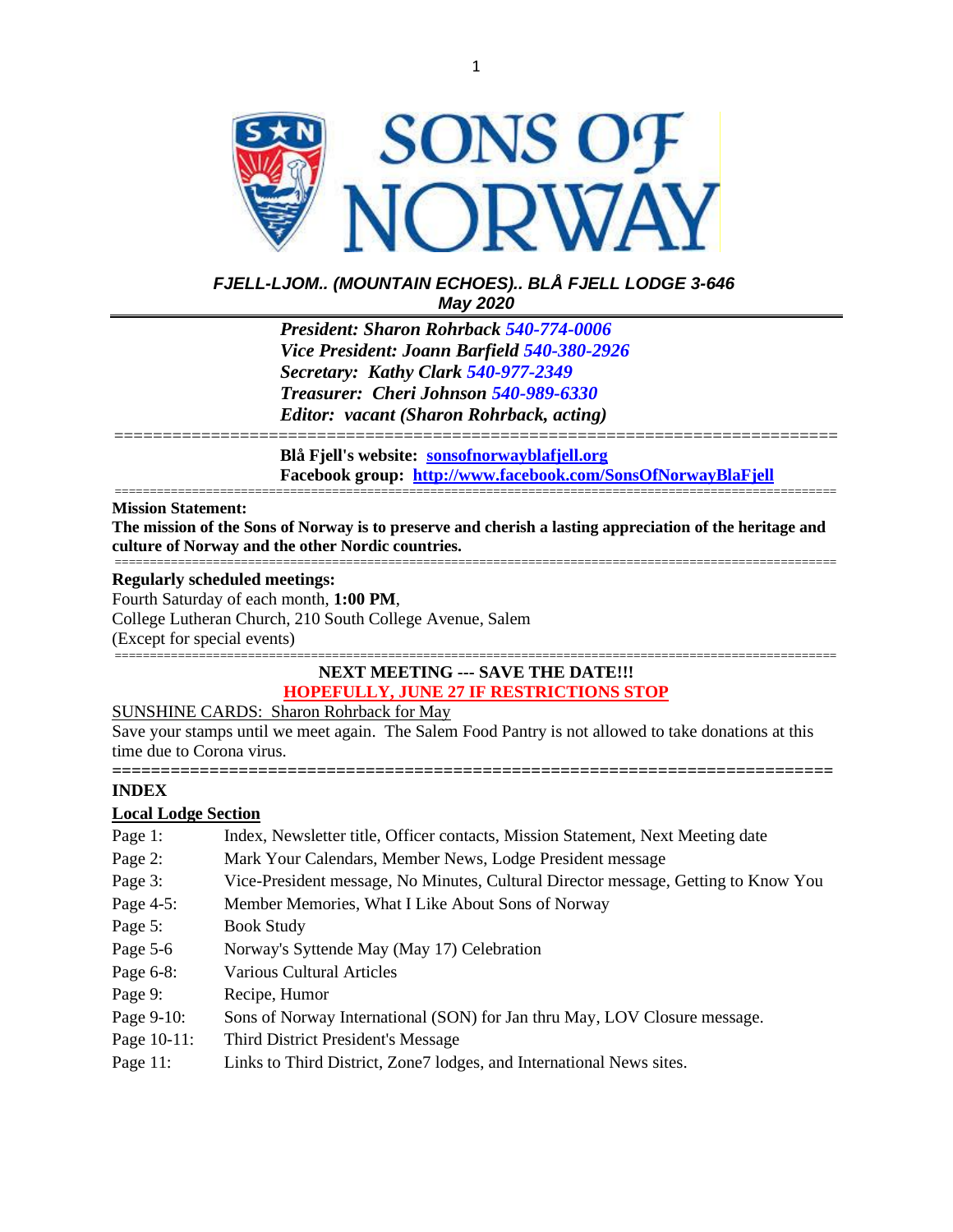# SONS OF NORWAY

***FJELL-LJOM.. (MOUNTAIN ECHOES).. BLÅ FJELL LODGE 3-646***
***May 2020***

***President: Sharon Rohrback 540-774-0006***
***Vice President: Joann Barfield 540-380-2926***
***Secretary: Kathy Clark 540-977-2349***
***Treasurer: Cheri Johnson 540-989-6330***
***Editor: vacant (Sharon Rohrback, acting)***

---

**Blå Fjell's website: sonsofnorwayblafjell.org**
**Facebook group: http://www.facebook.com/SonsOfNorwayBlaFjell**

---

**Mission Statement:**
**The mission of the Sons of Norway is to preserve and cherish a lasting appreciation of the heritage and culture of Norway and the other Nordic countries.**

---

**Regularly scheduled meetings:**
Fourth Saturday of each month, **1:00 PM**,
College Lutheran Church, 210 South College Avenue, Salem
(Except for special events)

---

**NEXT MEETING --- SAVE THE DATE!!!**
**HOPEFULLY, JUNE 27 IF RESTRICTIONS STOP**

SUNSHINE CARDS: Sharon Rohrback for May
Save your stamps until we meet again. The Salem Food Pantry is not allowed to take donations at this time due to Corona virus.

---

**INDEX**

**Local Lodge Section**

| | |
|---|---|
| Page 1: | Index, Newsletter title, Officer contacts, Mission Statement, Next Meeting date |
| Page 2: | Mark Your Calendars, Member News, Lodge President message |
| Page 3: | Vice-President message, No Minutes, Cultural Director message, Getting to Know You |
| Page 4-5: | Member Memories, What I Like About Sons of Norway |
| Page 5: | Book Study |
| Page 5-6 | Norway's Syttende May (May 17) Celebration |
| Page 6-8: | Various Cultural Articles |
| Page 9: | Recipe, Humor |
| Page 9-10: | Sons of Norway International (SON) for Jan thru May, LOV Closure message. |
| Page 10-11: | Third District President's Message |
| Page 11: | Links to Third District, Zone7 lodges, and International News sites. |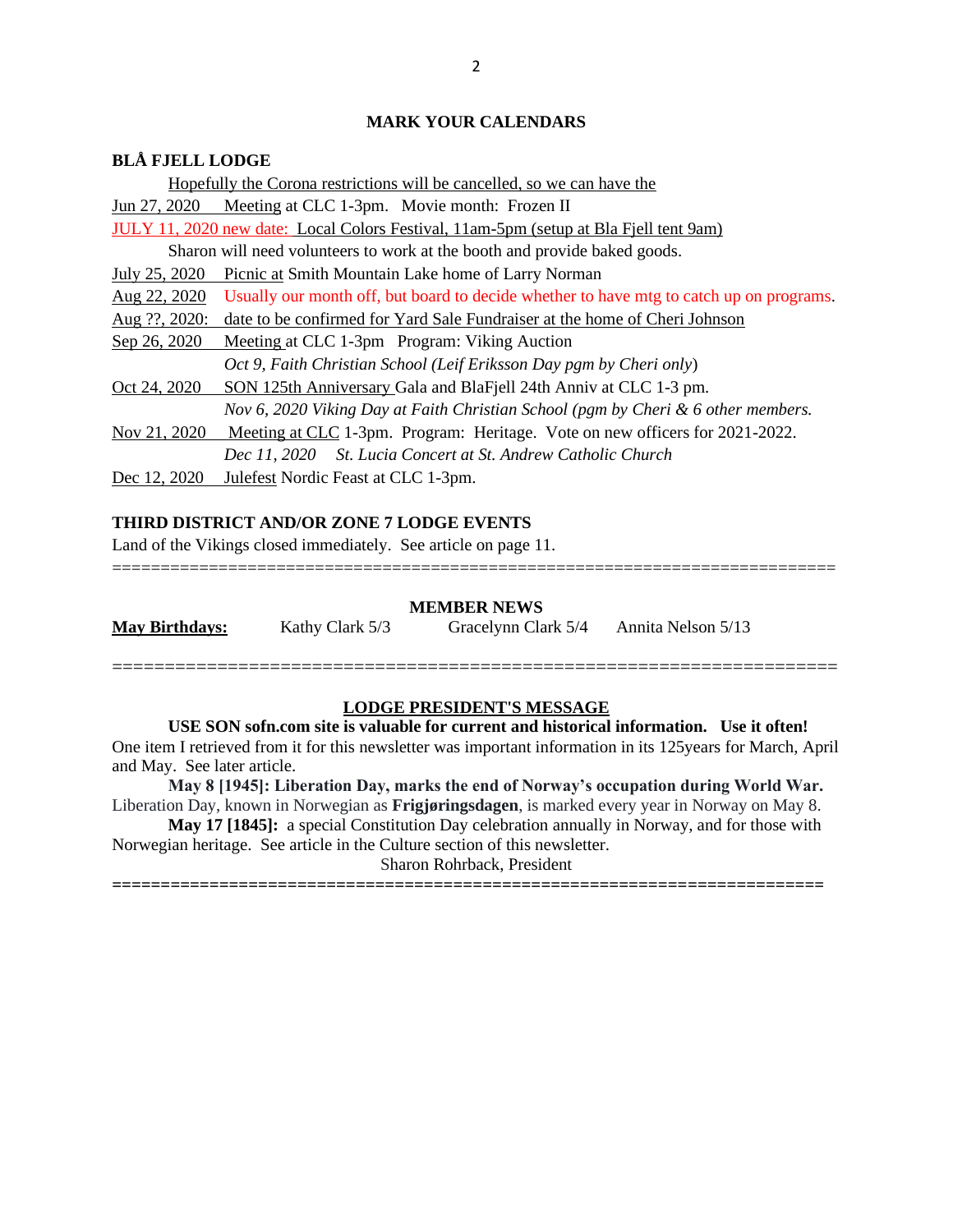## MARK YOUR CALENDARS

### BLÅ FJELL LODGE

Hopefully the Corona restrictions will be cancelled, so we can have the

Jun 27, 2020 Meeting at CLC 1-3pm. Movie month: Frozen II

JULY 11, 2020 new date: Local Colors Festival, 11am-5pm (setup at Bla Fjell tent 9am)

Sharon will need volunteers to work at the booth and provide baked goods.

July 25, 2020 Picnic at Smith Mountain Lake home of Larry Norman

Aug 22, 2020 Usually our month off, but board to decide whether to have mtg to catch up on programs.

Aug ??, 2020: date to be confirmed for Yard Sale Fundraiser at the home of Cheri Johnson

Sep 26, 2020 Meeting at CLC 1-3pm Program: Viking Auction

*Oct 9, Faith Christian School (Leif Eriksson Day pgm by Cheri only)*

Oct 24, 2020 SON 125th Anniversary Gala and BlaFjell 24th Anniv at CLC 1-3 pm.

*Nov 6, 2020 Viking Day at Faith Christian School (pgm by Cheri & 6 other members.*

Nov 21, 2020 Meeting at CLC 1-3pm. Program: Heritage. Vote on new officers for 2021-2022.

*Dec 11, 2020 St. Lucia Concert at St. Andrew Catholic Church*

Dec 12, 2020 Julefest Nordic Feast at CLC 1-3pm.

### THIRD DISTRICT AND/OR ZONE 7 LODGE EVENTS

Land of the Vikings closed immediately. See article on page 11.

==========================================================================

## MEMBER NEWS

**May Birthdays:** Kathy Clark 5/3 Gracelynn Clark 5/4 Annita Nelson 5/13

==========================================================================

## LODGE PRESIDENT'S MESSAGE

**USE SON sofn.com site is valuable for current and historical information. Use it often!**
One item I retrieved from it for this newsletter was important information in its 125years for March, April and May. See later article.

**May 8 [1945]: Liberation Day, marks the end of Norway's occupation during World War.**
Liberation Day, known in Norwegian as **Frigjøringsdagen**, is marked every year in Norway on May 8.

**May 17 [1845]:** a special Constitution Day celebration annually in Norway, and for those with Norwegian heritage. See article in the Culture section of this newsletter.

Sharon Rohrback, President

==========================================================================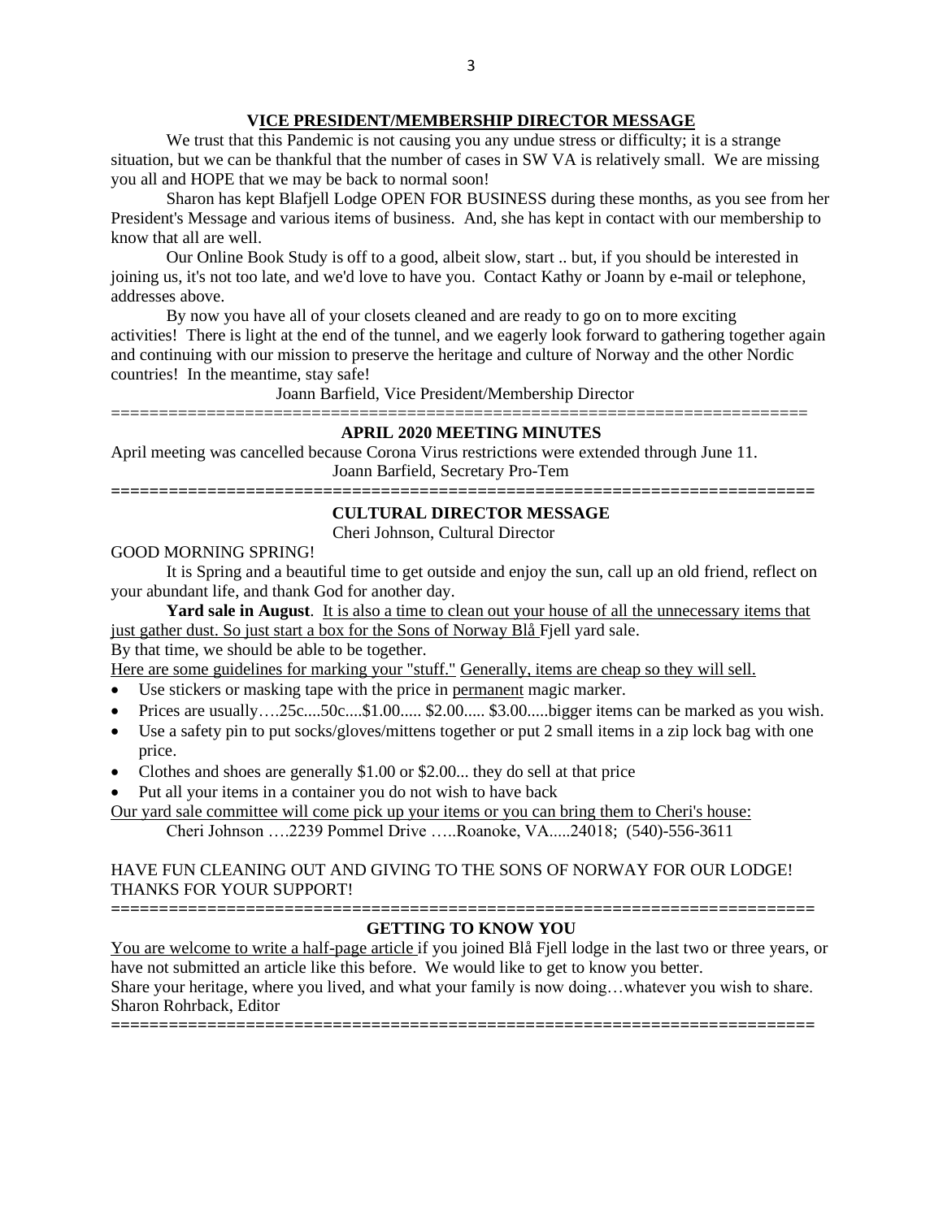## VICE PRESIDENT/MEMBERSHIP DIRECTOR MESSAGE

We trust that this Pandemic is not causing you any undue stress or difficulty; it is a strange situation, but we can be thankful that the number of cases in SW VA is relatively small. We are missing you all and HOPE that we may be back to normal soon!

Sharon has kept Blafjell Lodge OPEN FOR BUSINESS during these months, as you see from her President's Message and various items of business. And, she has kept in contact with our membership to know that all are well.

Our Online Book Study is off to a good, albeit slow, start .. but, if you should be interested in joining us, it's not too late, and we'd love to have you. Contact Kathy or Joann by e-mail or telephone, addresses above.

By now you have all of your closets cleaned and are ready to go on to more exciting activities! There is light at the end of the tunnel, and we eagerly look forward to gathering together again and continuing with our mission to preserve the heritage and culture of Norway and the other Nordic countries! In the meantime, stay safe!

Joann Barfield, Vice President/Membership Director

===========================================================================

## APRIL 2020 MEETING MINUTES

April meeting was cancelled because Corona Virus restrictions were extended through June 11.

Joann Barfield, Secretary Pro-Tem

===========================================================================

## CULTURAL DIRECTOR MESSAGE

Cheri Johnson, Cultural Director

GOOD MORNING SPRING!

It is Spring and a beautiful time to get outside and enjoy the sun, call up an old friend, reflect on your abundant life, and thank God for another day.

**Yard sale in August**. It is also a time to clean out your house of all the unnecessary items that just gather dust. So just start a box for the Sons of Norway Blå Fjell yard sale.

By that time, we should be able to be together.

Here are some guidelines for marking your "stuff." Generally, items are cheap so they will sell.

- Use stickers or masking tape with the price in permanent magic marker.
- Prices are usually….25c....50c....$1.00..... $2.00..... $3.00.....bigger items can be marked as you wish.
- Use a safety pin to put socks/gloves/mittens together or put 2 small items in a zip lock bag with one price.
- Clothes and shoes are generally $1.00 or $2.00... they do sell at that price
- Put all your items in a container you do not wish to have back

Our yard sale committee will come pick up your items or you can bring them to Cheri's house:

Cheri Johnson ….2239 Pommel Drive …..Roanoke, VA.....24018; (540)-556-3611

HAVE FUN CLEANING OUT AND GIVING TO THE SONS OF NORWAY FOR OUR LODGE! THANKS FOR YOUR SUPPORT!

===========================================================================

## GETTING TO KNOW YOU

You are welcome to write a half-page article if you joined Blå Fjell lodge in the last two or three years, or have not submitted an article like this before. We would like to get to know you better.

Share your heritage, where you lived, and what your family is now doing…whatever you wish to share.

Sharon Rohrback, Editor

===========================================================================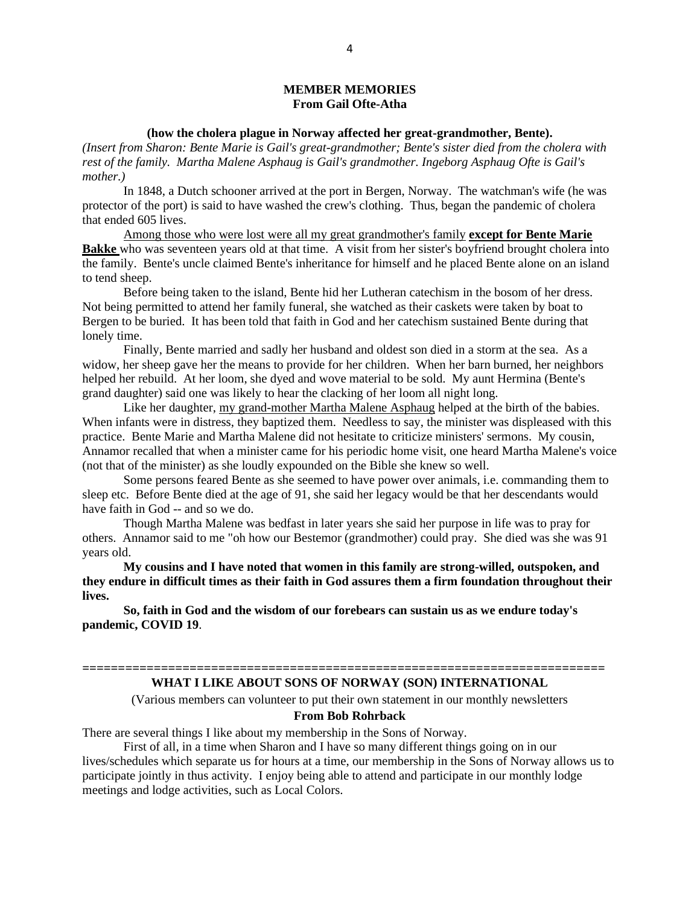## MEMBER MEMORIES
### From Gail Ofte-Atha

**(how the cholera plague in Norway affected her great-grandmother, Bente).**

*(Insert from Sharon: Bente Marie is Gail's great-grandmother; Bente's sister died from the cholera with rest of the family. Martha Malene Asphaug is Gail's grandmother. Ingeborg Asphaug Ofte is Gail's mother.)*

In 1848, a Dutch schooner arrived at the port in Bergen, Norway. The watchman's wife (he was protector of the port) is said to have washed the crew's clothing. Thus, began the pandemic of cholera that ended 605 lives.

Among those who were lost were all my great grandmother's family **except for Bente Marie Bakke** who was seventeen years old at that time. A visit from her sister's boyfriend brought cholera into the family. Bente's uncle claimed Bente's inheritance for himself and he placed Bente alone on an island to tend sheep.

Before being taken to the island, Bente hid her Lutheran catechism in the bosom of her dress. Not being permitted to attend her family funeral, she watched as their caskets were taken by boat to Bergen to be buried. It has been told that faith in God and her catechism sustained Bente during that lonely time.

Finally, Bente married and sadly her husband and oldest son died in a storm at the sea. As a widow, her sheep gave her the means to provide for her children. When her barn burned, her neighbors helped her rebuild. At her loom, she dyed and wove material to be sold. My aunt Hermina (Bente's grand daughter) said one was likely to hear the clacking of her loom all night long.

Like her daughter, my grand-mother Martha Malene Asphaug helped at the birth of the babies. When infants were in distress, they baptized them. Needless to say, the minister was displeased with this practice. Bente Marie and Martha Malene did not hesitate to criticize ministers' sermons. My cousin, Annamor recalled that when a minister came for his periodic home visit, one heard Martha Malene's voice (not that of the minister) as she loudly expounded on the Bible she knew so well.

Some persons feared Bente as she seemed to have power over animals, i.e. commanding them to sleep etc. Before Bente died at the age of 91, she said her legacy would be that her descendants would have faith in God -- and so we do.

Though Martha Malene was bedfast in later years she said her purpose in life was to pray for others. Annamor said to me "oh how our Bestemor (grandmother) could pray. She died was she was 91 years old.

**My cousins and I have noted that women in this family are strong-willed, outspoken, and they endure in difficult times as their faith in God assures them a firm foundation throughout their lives.**

**So, faith in God and the wisdom of our forebears can sustain us as we endure today's pandemic, COVID 19**.

========================================================================

## WHAT I LIKE ABOUT SONS OF NORWAY (SON) INTERNATIONAL

(Various members can volunteer to put their own statement in our monthly newsletters

### From Bob Rohrback

There are several things I like about my membership in the Sons of Norway.

First of all, in a time when Sharon and I have so many different things going on in our lives/schedules which separate us for hours at a time, our membership in the Sons of Norway allows us to participate jointly in thus activity. I enjoy being able to attend and participate in our monthly lodge meetings and lodge activities, such as Local Colors.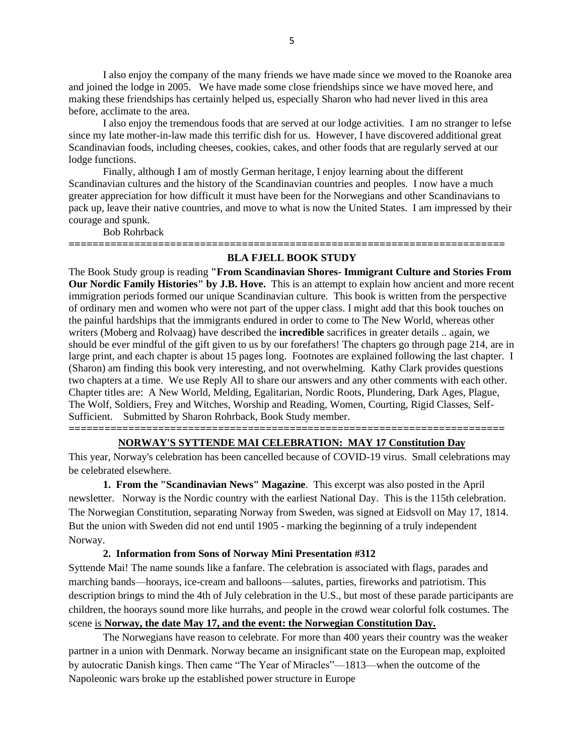I also enjoy the company of the many friends we have made since we moved to the Roanoke area and joined the lodge in 2005. We have made some close friendships since we have moved here, and making these friendships has certainly helped us, especially Sharon who had never lived in this area before, acclimate to the area.

I also enjoy the tremendous foods that are served at our lodge activities. I am no stranger to lefse since my late mother-in-law made this terrific dish for us. However, I have discovered additional great Scandinavian foods, including cheeses, cookies, cakes, and other foods that are regularly served at our lodge functions.

Finally, although I am of mostly German heritage, I enjoy learning about the different Scandinavian cultures and the history of the Scandinavian countries and peoples. I now have a much greater appreciation for how difficult it must have been for the Norwegians and other Scandinavians to pack up, leave their native countries, and move to what is now the United States. I am impressed by their courage and spunk.

Bob Rohrback

==========================================================================

**BLA FJELL BOOK STUDY**

The Book Study group is reading **"From Scandinavian Shores- Immigrant Culture and Stories From Our Nordic Family Histories" by J.B. Hove.** This is an attempt to explain how ancient and more recent immigration periods formed our unique Scandinavian culture. This book is written from the perspective of ordinary men and women who were not part of the upper class. I might add that this book touches on the painful hardships that the immigrants endured in order to come to The New World, whereas other writers (Moberg and Rolvaag) have described the **incredible** sacrifices in greater details .. again, we should be ever mindful of the gift given to us by our forefathers! The chapters go through page 214, are in large print, and each chapter is about 15 pages long. Footnotes are explained following the last chapter. I (Sharon) am finding this book very interesting, and not overwhelming. Kathy Clark provides questions two chapters at a time. We use Reply All to share our answers and any other comments with each other. Chapter titles are: A New World, Melding, Egalitarian, Nordic Roots, Plundering, Dark Ages, Plague, The Wolf, Soldiers, Frey and Witches, Worship and Reading, Women, Courting, Rigid Classes, Self-Sufficient. Submitted by Sharon Rohrback, Book Study member.

==========================================================================

**NORWAY'S SYTTENDE MAI CELEBRATION: MAY 17 Constitution Day**

This year, Norway's celebration has been cancelled because of COVID-19 virus. Small celebrations may be celebrated elsewhere.

**1. From the "Scandinavian News" Magazine**. This excerpt was also posted in the April newsletter. Norway is the Nordic country with the earliest National Day. This is the 115th celebration. The Norwegian Constitution, separating Norway from Sweden, was signed at Eidsvoll on May 17, 1814. But the union with Sweden did not end until 1905 - marking the beginning of a truly independent Norway.

**2. Information from Sons of Norway Mini Presentation #312**

Syttende Mai! The name sounds like a fanfare. The celebration is associated with flags, parades and marching bands—hoorays, ice-cream and balloons—salutes, parties, fireworks and patriotism. This description brings to mind the 4th of July celebration in the U.S., but most of these parade participants are children, the hoorays sound more like hurrahs, and people in the crowd wear colorful folk costumes. The scene is **Norway, the date May 17, and the event: the Norwegian Constitution Day.**

The Norwegians have reason to celebrate. For more than 400 years their country was the weaker partner in a union with Denmark. Norway became an insignificant state on the European map, exploited by autocratic Danish kings. Then came "The Year of Miracles"—1813—when the outcome of the Napoleonic wars broke up the established power structure in Europe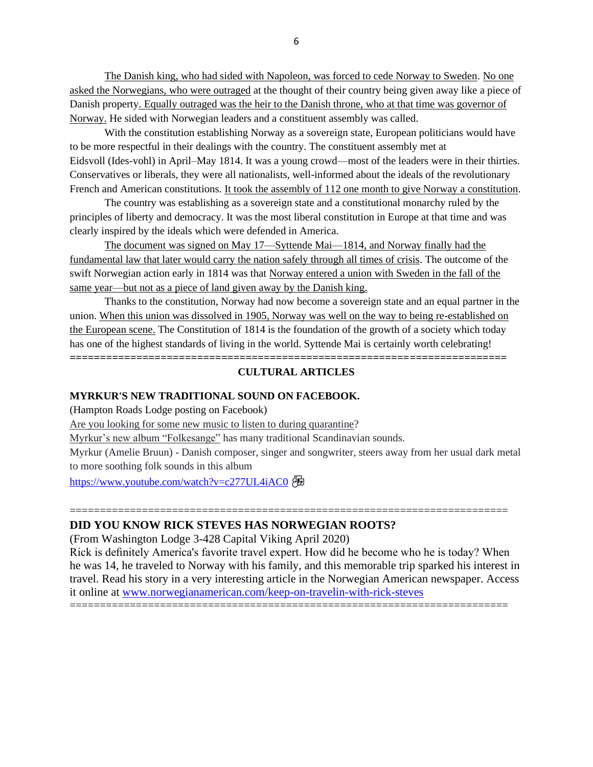The Danish king, who had sided with Napoleon, was forced to cede Norway to Sweden. No one asked the Norwegians, who were outraged at the thought of their country being given away like a piece of Danish property. Equally outraged was the heir to the Danish throne, who at that time was governor of Norway. He sided with Norwegian leaders and a constituent assembly was called.

With the constitution establishing Norway as a sovereign state, European politicians would have to be more respectful in their dealings with the country. The constituent assembly met at Eidsvoll (Ides-vohl) in April–May 1814. It was a young crowd—most of the leaders were in their thirties. Conservatives or liberals, they were all nationalists, well-informed about the ideals of the revolutionary French and American constitutions. It took the assembly of 112 one month to give Norway a constitution.

The country was establishing as a sovereign state and a constitutional monarchy ruled by the principles of liberty and democracy. It was the most liberal constitution in Europe at that time and was clearly inspired by the ideals which were defended in America.

The document was signed on May 17—Syttende Mai—1814, and Norway finally had the fundamental law that later would carry the nation safely through all times of crisis. The outcome of the swift Norwegian action early in 1814 was that Norway entered a union with Sweden in the fall of the same year—but not as a piece of land given away by the Danish king.

Thanks to the constitution, Norway had now become a sovereign state and an equal partner in the union. When this union was dissolved in 1905, Norway was well on the way to being re-established on the European scene. The Constitution of 1814 is the foundation of the growth of a society which today has one of the highest standards of living in the world. Syttende Mai is certainly worth celebrating!

==========================================================================

## CULTURAL ARTICLES

### MYRKUR'S NEW TRADITIONAL SOUND ON FACEBOOK.

(Hampton Roads Lodge posting on Facebook)

Are you looking for some new music to listen to during quarantine?

Myrkur's new album "Folkesange" has many traditional Scandinavian sounds.

Myrkur (Amelie Bruun) - Danish composer, singer and songwriter, steers away from her usual dark metal to more soothing folk sounds in this album

https://www.youtube.com/watch?v=c277UL4iAC0 🎶

==========================================================================

### DID YOU KNOW RICK STEVES HAS NORWEGIAN ROOTS?

(From Washington Lodge 3-428 Capital Viking April 2020)

Rick is definitely America's favorite travel expert. How did he become who he is today? When he was 14, he traveled to Norway with his family, and this memorable trip sparked his interest in travel. Read his story in a very interesting article in the Norwegian American newspaper. Access it online at www.norwegianamerican.com/keep-on-travelin-with-rick-steves

==========================================================================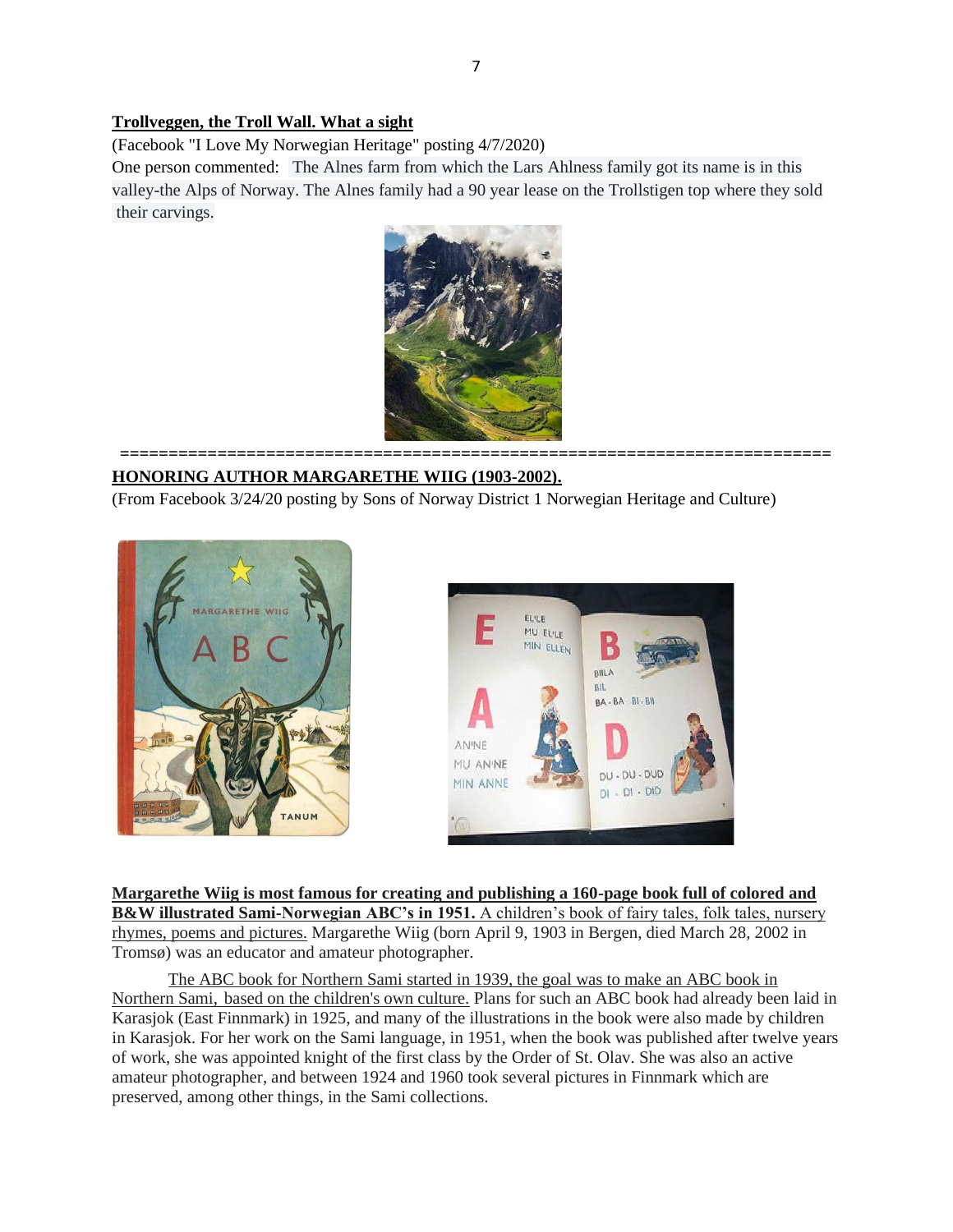**Trollveggen, the Troll Wall. What a sight**

(Facebook "I Love My Norwegian Heritage" posting 4/7/2020)

One person commented: The Alnes farm from which the Lars Ahlness family got its name is in this valley-the Alps of Norway. The Alnes family had a 90 year lease on the Trollstigen top where they sold their carvings.

===========================================================================

**HONORING AUTHOR MARGARETHE WIIG (1903-2002).**

(From Facebook 3/24/20 posting by Sons of Norway District 1 Norwegian Heritage and Culture)

**Margarethe Wiig is most famous for creating and publishing a 160-page book full of colored and B&W illustrated Sami-Norwegian ABC's in 1951.** A children's book of fairy tales, folk tales, nursery rhymes, poems and pictures. Margarethe Wiig (born April 9, 1903 in Bergen, died March 28, 2002 in Tromsø) was an educator and amateur photographer.

The ABC book for Northern Sami started in 1939, the goal was to make an ABC book in Northern Sami, based on the children's own culture. Plans for such an ABC book had already been laid in Karasjok (East Finnmark) in 1925, and many of the illustrations in the book were also made by children in Karasjok. For her work on the Sami language, in 1951, when the book was published after twelve years of work, she was appointed knight of the first class by the Order of St. Olav. She was also an active amateur photographer, and between 1924 and 1960 took several pictures in Finnmark which are preserved, among other things, in the Sami collections.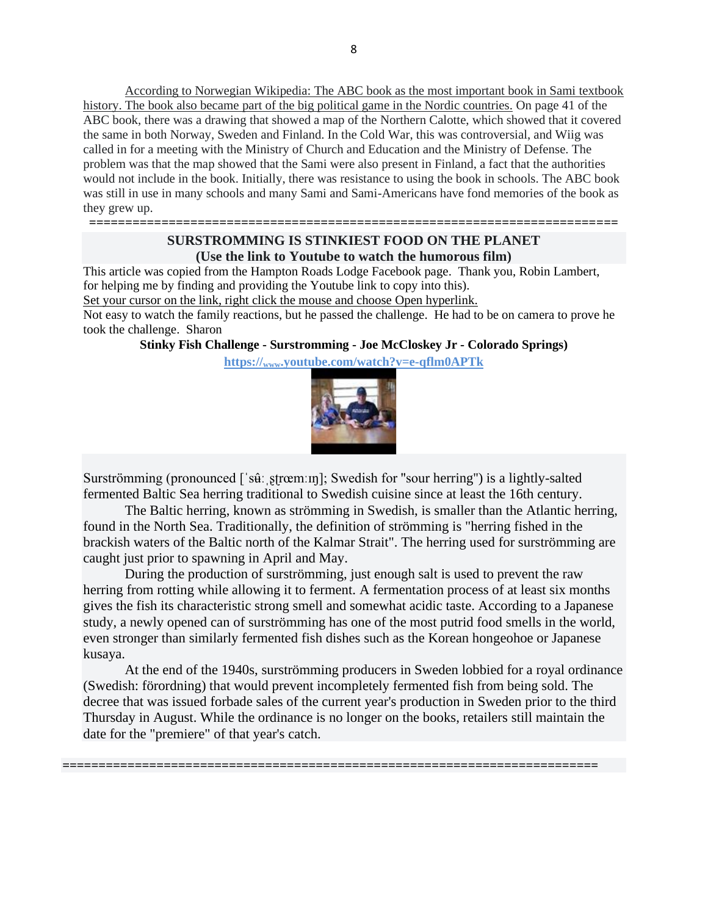According to Norwegian Wikipedia: The ABC book as the most important book in Sami textbook history. The book also became part of the big political game in the Nordic countries. On page 41 of the ABC book, there was a drawing that showed a map of the Northern Calotte, which showed that it covered the same in both Norway, Sweden and Finland. In the Cold War, this was controversial, and Wiig was called in for a meeting with the Ministry of Church and Education and the Ministry of Defense. The problem was that the map showed that the Sami were also present in Finland, a fact that the authorities would not include in the book. Initially, there was resistance to using the book in schools. The ABC book was still in use in many schools and many Sami and Sami-Americans have fond memories of the book as they grew up.

=========================================================================

**SURSTROMMING IS STINKIEST FOOD ON THE PLANET**
**(Use the link to Youtube to watch the humorous film)**

This article was copied from the Hampton Roads Lodge Facebook page. Thank you, Robin Lambert, for helping me by finding and providing the Youtube link to copy into this).
Set your cursor on the link, right click the mouse and choose Open hyperlink.
Not easy to watch the family reactions, but he passed the challenge. He had to be on camera to prove he took the challenge. Sharon

**Stinky Fish Challenge - Surstromming - Joe McCloskey Jr - Colorado Springs)**

**https://www.youtube.com/watch?v=e-qflm0APTk**

Surströmming (pronounced [ˈsʉ̂ːˌʂʈrœmːɪŋ]; Swedish for "sour herring") is a lightly-salted fermented Baltic Sea herring traditional to Swedish cuisine since at least the 16th century.

The Baltic herring, known as strömming in Swedish, is smaller than the Atlantic herring, found in the North Sea. Traditionally, the definition of strömming is "herring fished in the brackish waters of the Baltic north of the Kalmar Strait". The herring used for surströmming are caught just prior to spawning in April and May.

During the production of surströmming, just enough salt is used to prevent the raw herring from rotting while allowing it to ferment. A fermentation process of at least six months gives the fish its characteristic strong smell and somewhat acidic taste. According to a Japanese study, a newly opened can of surströmming has one of the most putrid food smells in the world, even stronger than similarly fermented fish dishes such as the Korean hongeohoe or Japanese kusaya.

At the end of the 1940s, surströmming producers in Sweden lobbied for a royal ordinance (Swedish: förordning) that would prevent incompletely fermented fish from being sold. The decree that was issued forbade sales of the current year's production in Sweden prior to the third Thursday in August. While the ordinance is no longer on the books, retailers still maintain the date for the "premiere" of that year's catch.

=========================================================================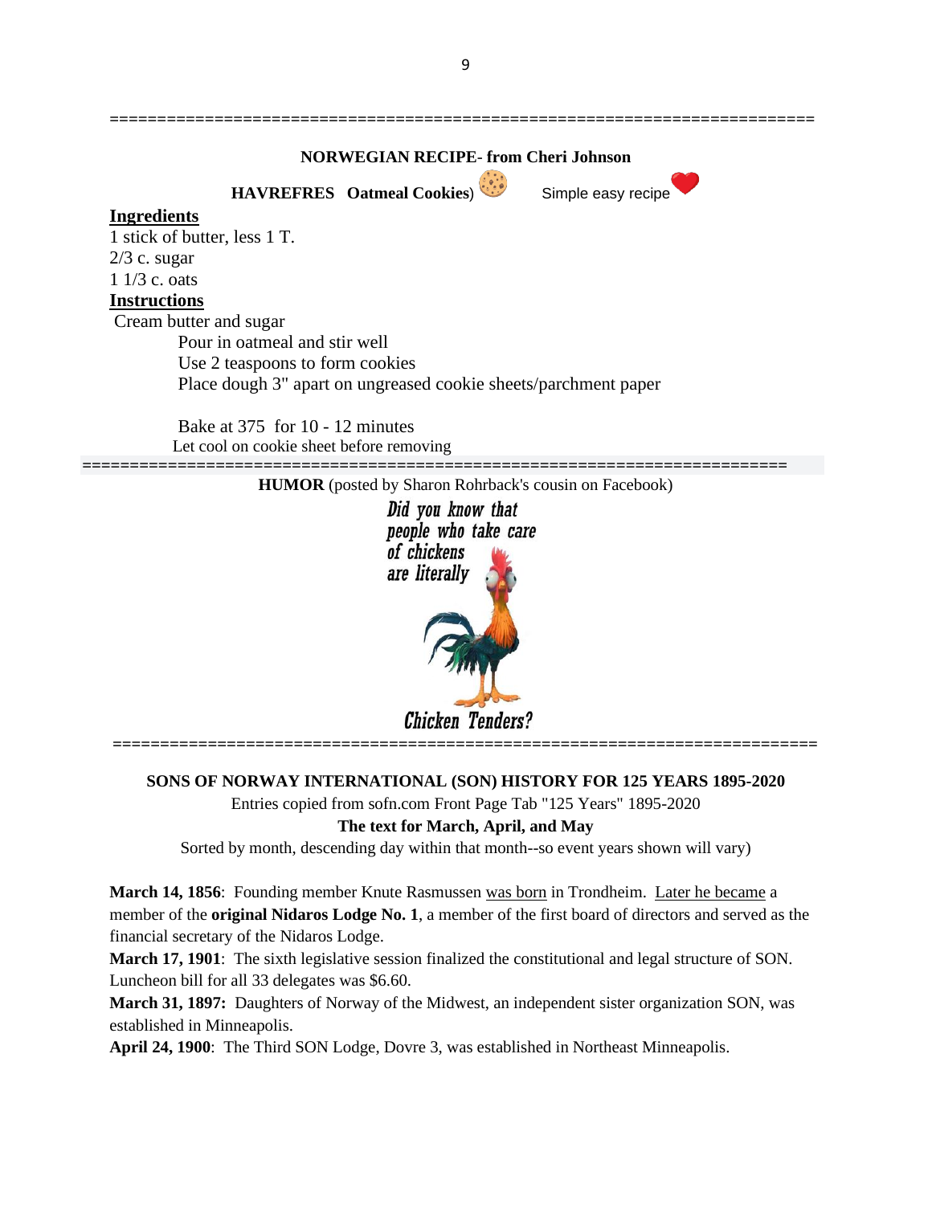==========================================================================

**NORWEGIAN RECIPE- from Cheri Johnson**

**HAVREFRES Oatmeal Cookies**) Simple easy recipe

**Ingredients**

1 stick of butter, less 1 T.
2/3 c. sugar
1 1/3 c. oats

**Instructions**

Cream butter and sugar
Pour in oatmeal and stir well
Use 2 teaspoons to form cookies
Place dough 3" apart on ungreased cookie sheets/parchment paper

Bake at 375 for 10 - 12 minutes
Let cool on cookie sheet before removing

==========================================================================

**HUMOR** (posted by Sharon Rohrback's cousin on Facebook)

*Did you know that people who take care of chickens are literally*

*Chicken Tenders?*

==========================================================================

**SONS OF NORWAY INTERNATIONAL (SON) HISTORY FOR 125 YEARS 1895-2020**

Entries copied from sofn.com Front Page Tab "125 Years" 1895-2020

**The text for March, April, and May**

Sorted by month, descending day within that month--so event years shown will vary)

**March 14, 1856**: Founding member Knute Rasmussen was born in Trondheim. Later he became a member of the **original Nidaros Lodge No. 1**, a member of the first board of directors and served as the financial secretary of the Nidaros Lodge.

**March 17, 1901**: The sixth legislative session finalized the constitutional and legal structure of SON. Luncheon bill for all 33 delegates was $6.60.

**March 31, 1897:** Daughters of Norway of the Midwest, an independent sister organization SON, was established in Minneapolis.

**April 24, 1900**: The Third SON Lodge, Dovre 3, was established in Northeast Minneapolis.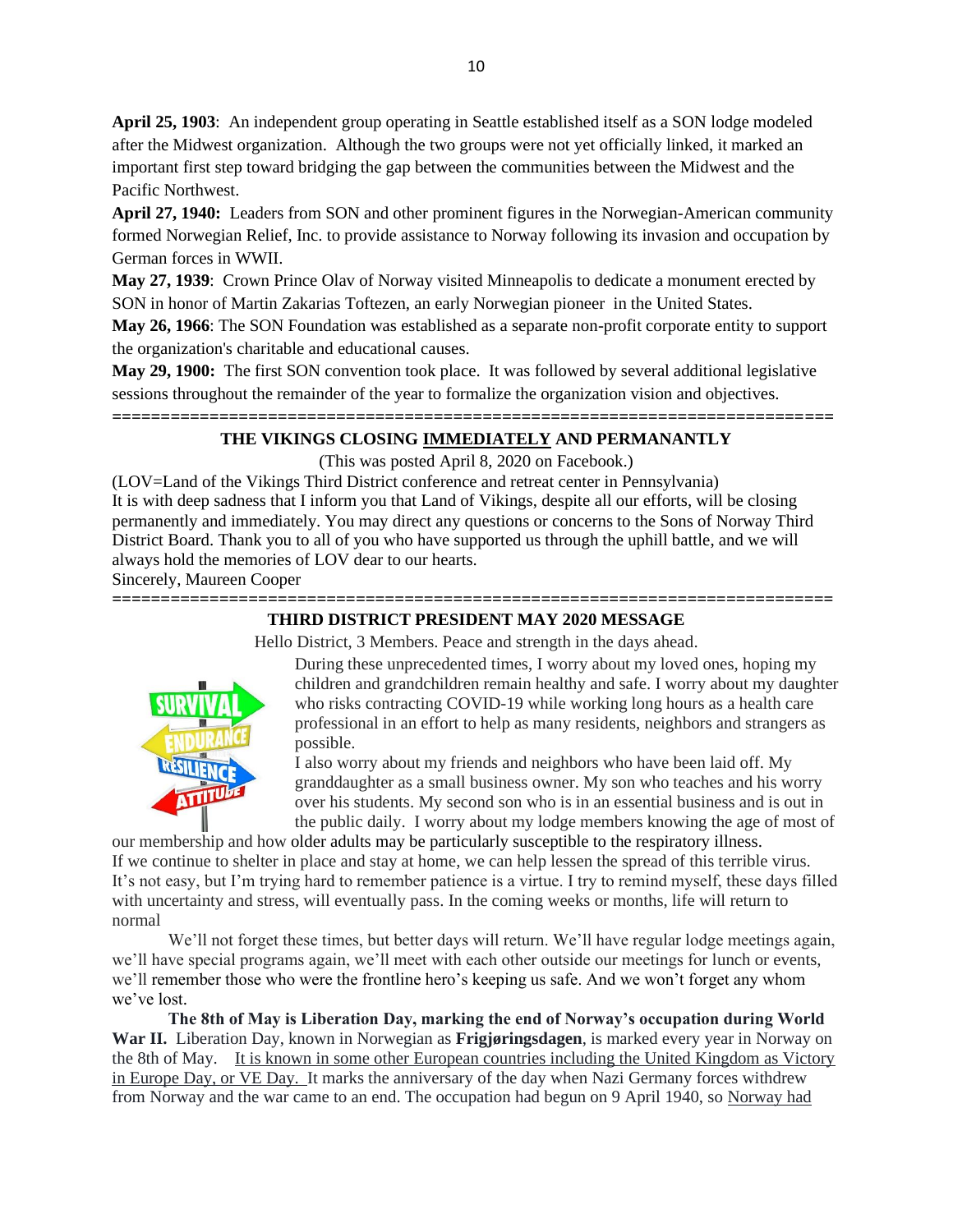**April 25, 1903**: An independent group operating in Seattle established itself as a SON lodge modeled after the Midwest organization. Although the two groups were not yet officially linked, it marked an important first step toward bridging the gap between the communities between the Midwest and the Pacific Northwest.

**April 27, 1940:** Leaders from SON and other prominent figures in the Norwegian-American community formed Norwegian Relief, Inc. to provide assistance to Norway following its invasion and occupation by German forces in WWII.

**May 27, 1939**: Crown Prince Olav of Norway visited Minneapolis to dedicate a monument erected by SON in honor of Martin Zakarias Toftezen, an early Norwegian pioneer in the United States.

**May 26, 1966**: The SON Foundation was established as a separate non-profit corporate entity to support the organization's charitable and educational causes.

**May 29, 1900:** The first SON convention took place. It was followed by several additional legislative sessions throughout the remainder of the year to formalize the organization vision and objectives.

===========================================================================

## THE VIKINGS CLOSING <u>IMMEDIATELY</u> AND PERMANANTLY

(This was posted April 8, 2020 on Facebook.)

(LOV=Land of the Vikings Third District conference and retreat center in Pennsylvania)
It is with deep sadness that I inform you that Land of Vikings, despite all our efforts, will be closing permanently and immediately. You may direct any questions or concerns to the Sons of Norway Third District Board. Thank you to all of you who have supported us through the uphill battle, and we will always hold the memories of LOV dear to our hearts.
Sincerely, Maureen Cooper

===========================================================================

## THIRD DISTRICT PRESIDENT MAY 2020 MESSAGE

Hello District, 3 Members. Peace and strength in the days ahead.

During these unprecedented times, I worry about my loved ones, hoping my children and grandchildren remain healthy and safe. I worry about my daughter who risks contracting COVID-19 while working long hours as a health care professional in an effort to help as many residents, neighbors and strangers as possible.

I also worry about my friends and neighbors who have been laid off. My granddaughter as a small business owner. My son who teaches and his worry over his students. My second son who is in an essential business and is out in the public daily. I worry about my lodge members knowing the age of most of our membership and how older adults may be particularly susceptible to the respiratory illness. If we continue to shelter in place and stay at home, we can help lessen the spread of this terrible virus. It's not easy, but I'm trying hard to remember patience is a virtue. I try to remind myself, these days filled with uncertainty and stress, will eventually pass. In the coming weeks or months, life will return to normal

We'll not forget these times, but better days will return. We'll have regular lodge meetings again, we'll have special programs again, we'll meet with each other outside our meetings for lunch or events, we'll remember those who were the frontline hero's keeping us safe. And we won't forget any whom we've lost.

**The 8th of May is Liberation Day, marking the end of Norway's occupation during World War II.** Liberation Day, known in Norwegian as **Frigjøringsdagen**, is marked every year in Norway on the 8th of May. <u>It is known in some other European countries including the United Kingdom as Victory in Europe Day, or VE Day.</u> It marks the anniversary of the day when Nazi Germany forces withdrew from Norway and the war came to an end. The occupation had begun on 9 April 1940, so <u>Norway had</u>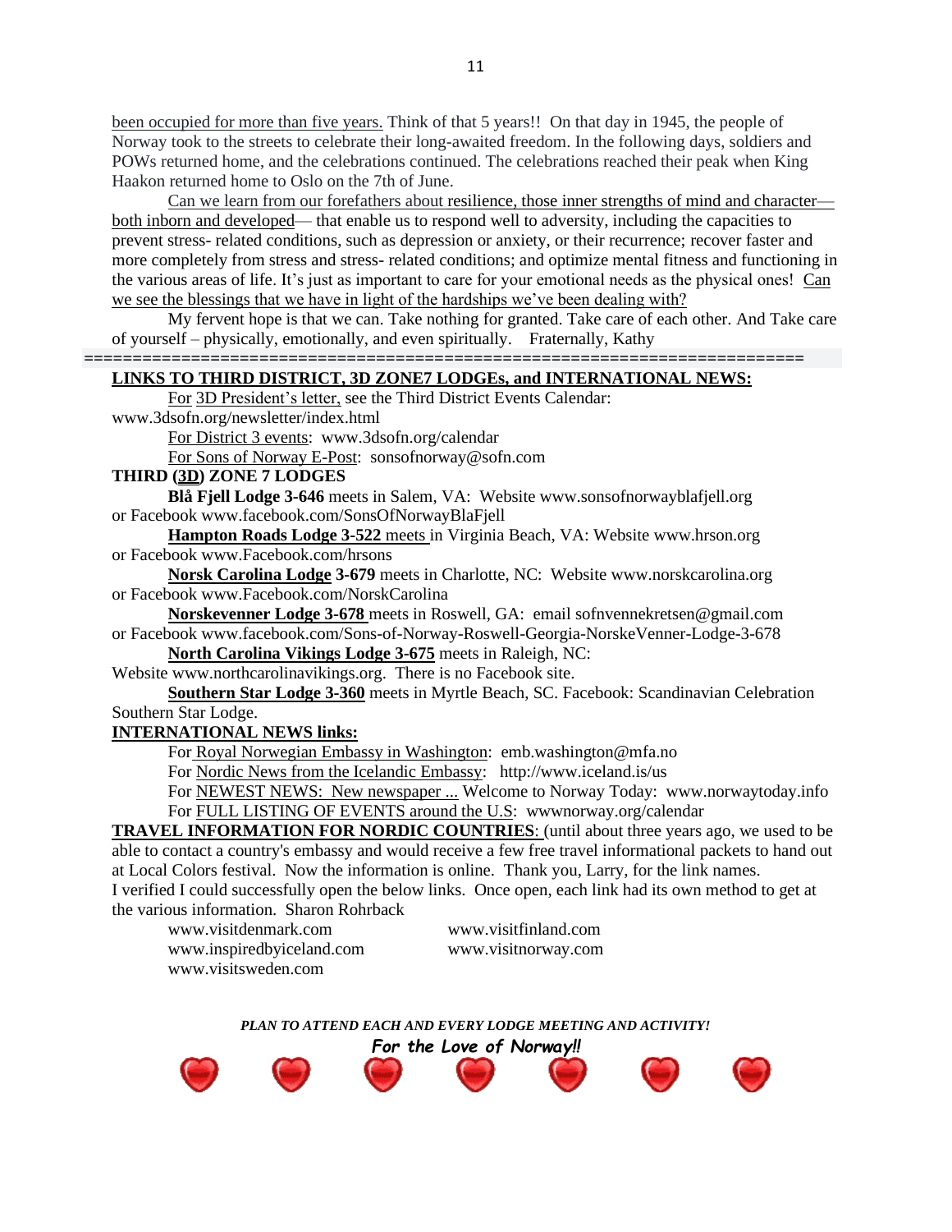been occupied for more than five years. Think of that 5 years!! On that day in 1945, the people of Norway took to the streets to celebrate their long-awaited freedom. In the following days, soldiers and POWs returned home, and the celebrations continued. The celebrations reached their peak when King Haakon returned home to Oslo on the 7th of June.

Can we learn from our forefathers about resilience, those inner strengths of mind and character—both inborn and developed— that enable us to respond well to adversity, including the capacities to prevent stress- related conditions, such as depression or anxiety, or their recurrence; recover faster and more completely from stress and stress- related conditions; and optimize mental fitness and functioning in the various areas of life. It's just as important to care for your emotional needs as the physical ones! Can we see the blessings that we have in light of the hardships we've been dealing with?

My fervent hope is that we can. Take nothing for granted. Take care of each other. And Take care of yourself – physically, emotionally, and even spiritually. Fraternally, Kathy

==========================================================================

**LINKS TO THIRD DISTRICT, 3D ZONE7 LODGEs, and INTERNATIONAL NEWS:**

For 3D President's letter, see the Third District Events Calendar: www.3dsofn.org/newsletter/index.html

For District 3 events: www.3dsofn.org/calendar

For Sons of Norway E-Post: sonsofnorway@sofn.com

**THIRD (3D) ZONE 7 LODGES**

**Blå Fjell Lodge 3-646** meets in Salem, VA: Website www.sonsofnorwayblafjell.org or Facebook www.facebook.com/SonsOfNorwayBlaFjell

**Hampton Roads Lodge 3-522** meets in Virginia Beach, VA: Website www.hrson.org or Facebook www.Facebook.com/hrsons

**Norsk Carolina Lodge 3-679** meets in Charlotte, NC: Website www.norskcarolina.org or Facebook www.Facebook.com/NorskCarolina

**Norskevenner Lodge 3-678** meets in Roswell, GA: email sofnvennekretsen@gmail.com or Facebook www.facebook.com/Sons-of-Norway-Roswell-Georgia-NorskeVenner-Lodge-3-678

**North Carolina Vikings Lodge 3-675** meets in Raleigh, NC: Website www.northcarolinavikings.org. There is no Facebook site.

**Southern Star Lodge 3-360** meets in Myrtle Beach, SC. Facebook: Scandinavian Celebration Southern Star Lodge.

**INTERNATIONAL NEWS links:**

For Royal Norwegian Embassy in Washington: emb.washington@mfa.no

For Nordic News from the Icelandic Embassy: http://www.iceland.is/us

For NEWEST NEWS: New newspaper ... Welcome to Norway Today: www.norwaytoday.info

For FULL LISTING OF EVENTS around the U.S: wwwnorway.org/calendar

**TRAVEL INFORMATION FOR NORDIC COUNTRIES**: (until about three years ago, we used to be able to contact a country's embassy and would receive a few free travel informational packets to hand out at Local Colors festival. Now the information is online. Thank you, Larry, for the link names. I verified I could successfully open the below links. Once open, each link had its own method to get at the various information. Sharon Rohrback

www.visitdenmark.com
www.inspiredbyiceland.com
www.visitsweden.com
www.visitfinland.com
www.visitnorway.com

***PLAN TO ATTEND EACH AND EVERY LODGE MEETING AND ACTIVITY!***

***For the Love of Norway!!***